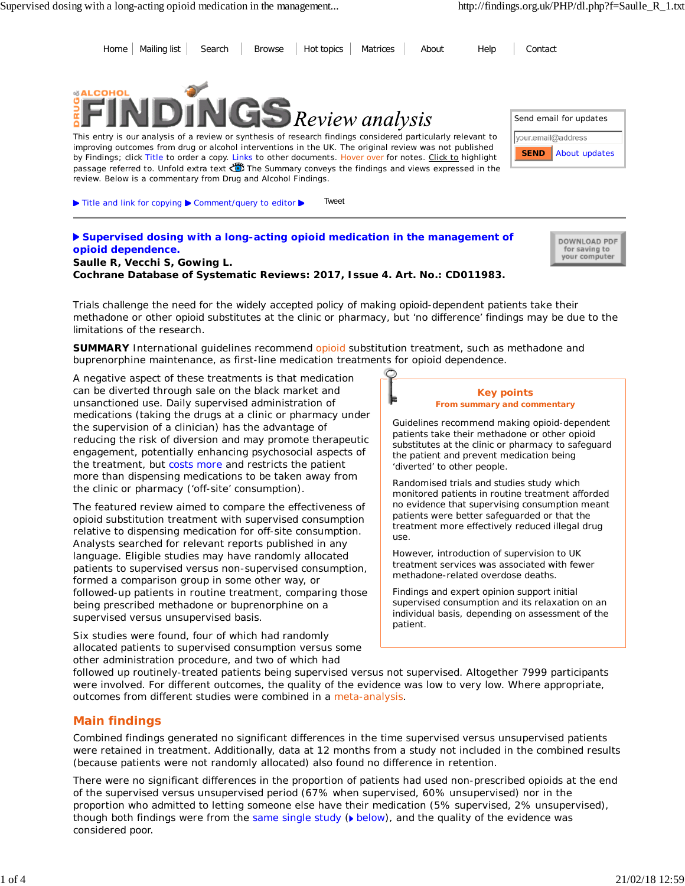Home | Mailing list | Search | Browse | Hot topics | Matrices | About | Help | Contact

# DRUG & ALCOHOL FINDINGS Review analysis

This entry is our analysis of a review or synthesis of research findings considered particularly relevant to improving outcomes from drug or alcohol interventions in the UK. The original review was not published by Findings; click Title to order a copy. Links to other documents. Hover over for notes. Click to highlight passage referred to. Unfold extra text The Summary conveys the findings and views expressed in the review. Below is a commentary from Drug and Alcohol Findings.

Send email for updates

your.email@address

SEND About updates

▶ Title and link for copying ▶ Comment/query to editor ▶ Tweet

**▶ Supervised dosing with a long-acting opioid medication in the management of opioid dependence.**
**Saulle R, Vecchi S, Gowing L.**
**Cochrane Database of Systematic Reviews: 2017, Issue 4. Art. No.: CD011983.**

DOWNLOAD PDF for saving to your computer

Trials challenge the need for the widely accepted policy of making opioid-dependent patients take their methadone or other opioid substitutes at the clinic or pharmacy, but 'no difference' findings may be due to the limitations of the research.

**SUMMARY** International guidelines recommend opioid substitution treatment, such as methadone and buprenorphine maintenance, as first-line medication treatments for opioid dependence.

A negative aspect of these treatments is that medication can be diverted through sale on the black market and unsanctioned use. Daily supervised administration of medications (taking the drugs at a clinic or pharmacy under the supervision of a clinician) has the advantage of reducing the risk of diversion and may promote therapeutic engagement, potentially enhancing psychosocial aspects of the treatment, but costs more and restricts the patient more than dispensing medications to be taken away from the clinic or pharmacy ('off-site' consumption).

The featured review aimed to compare the effectiveness of opioid substitution treatment with supervised consumption relative to dispensing medication for off-site consumption. Analysts searched for relevant reports published in any language. Eligible studies may have randomly allocated patients to supervised versus non-supervised consumption, formed a comparison group in some other way, or followed-up patients in routine treatment, comparing those being prescribed methadone or buprenorphine on a supervised versus unsupervised basis.

Six studies were found, four of which had randomly allocated patients to supervised consumption versus some other administration procedure, and two of which had followed up routinely-treated patients being supervised versus not supervised. Altogether 7999 participants were involved. For different outcomes, the quality of the evidence was low to very low. Where appropriate, outcomes from different studies were combined in a meta-analysis.

> **Key points**
> **From summary and commentary**
>
> Guidelines recommend making opioid-dependent patients take their methadone or other opioid substitutes at the clinic or pharmacy to safeguard the patient and prevent medication being 'diverted' to other people.
>
> Randomised trials and studies study which monitored patients in routine treatment afforded no evidence that supervising consumption meant patients were better safeguarded or that the treatment more effectively reduced illegal drug use.
>
> However, introduction of supervision to UK treatment services was associated with fewer methadone-related overdose deaths.
>
> Findings and expert opinion support initial supervised consumption and its relaxation on an individual basis, depending on assessment of the patient.

## Main findings

Combined findings generated no significant differences in the time supervised versus unsupervised patients were retained in treatment. Additionally, data at 12 months from a study not included in the combined results (because patients were not randomly allocated) also found no difference in retention.

There were no significant differences in the proportion of patients had used non-prescribed opioids at the end of the supervised versus unsupervised period (67% when supervised, 60% unsupervised) nor in the proportion who admitted to letting someone else have their medication (5% supervised, 2% unsupervised), though both findings were from the same single study (▶ below), and the quality of the evidence was considered poor.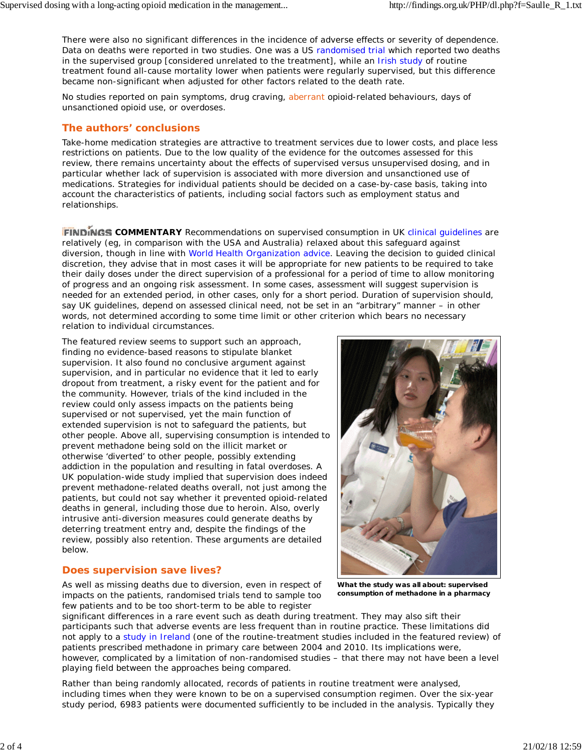There were also no significant differences in the incidence of adverse effects or severity of dependence. Data on deaths were reported in two studies. One was a US randomised trial which reported two deaths in the supervised group [considered unrelated to the treatment], while an Irish study of routine treatment found all-cause mortality lower when patients were regularly supervised, but this difference became non-significant when adjusted for other factors related to the death rate.

No studies reported on pain symptoms, drug craving, aberrant opioid-related behaviours, days of unsanctioned opioid use, or overdoses.

## The authors' conclusions

Take-home medication strategies are attractive to treatment services due to lower costs, and place less restrictions on patients. Due to the low quality of the evidence for the outcomes assessed for this review, there remains uncertainty about the effects of supervised versus unsupervised dosing, and in particular whether lack of supervision is associated with more diversion and unsanctioned use of medications. Strategies for individual patients should be decided on a case-by-case basis, taking into account the characteristics of patients, including social factors such as employment status and relationships.

FINDINGS **COMMENTARY** Recommendations on supervised consumption in UK clinical guidelines are relatively (eg, in comparison with the USA and Australia) relaxed about this safeguard against diversion, though in line with World Health Organization advice. Leaving the decision to guided clinical discretion, they advise that in most cases it will be appropriate for new patients to be required to take their daily doses under the direct supervision of a professional for a period of time to allow monitoring of progress and an ongoing risk assessment. In some cases, assessment will suggest supervision is needed for an extended period, in other cases, only for a short period. Duration of supervision should, say UK guidelines, depend on assessed clinical need, not be set in an "arbitrary" manner – in other words, not determined according to some time limit or other criterion which bears no necessary relation to individual circumstances.

The featured review seems to support such an approach, finding no evidence-based reasons to stipulate blanket supervision. It also found no conclusive argument against supervision, and in particular no evidence that it led to early dropout from treatment, a risky event for the patient and for the community. However, trials of the kind included in the review could only assess impacts on the patients being supervised or not supervised, yet the main function of extended supervision is not to safeguard the patients, but other people. Above all, supervising consumption is intended to prevent methadone being sold on the illicit market or otherwise 'diverted' to other people, possibly extending addiction in the population and resulting in fatal overdoses. A UK population-wide study implied that supervision does indeed prevent methadone-related deaths overall, not just among the patients, but could not say whether it prevented opioid-related deaths in general, including those due to heroin. Also, overly intrusive anti-diversion measures could generate deaths by deterring treatment entry and, despite the findings of the review, possibly also retention. These arguments are detailed below.

**What the study was all about: supervised consumption of methadone in a pharmacy**

## Does supervision save lives?

As well as missing deaths due to diversion, even in respect of impacts on the patients, randomised trials tend to sample too few patients and to be too short-term to be able to register significant differences in a rare event such as death during treatment. They may also sift their participants such that adverse events are less frequent than in routine practice. These limitations did not apply to a study in Ireland (one of the routine-treatment studies included in the featured review) of patients prescribed methadone in primary care between 2004 and 2010. Its implications were, however, complicated by a limitation of non-randomised studies – that there may not have been a level playing field between the approaches being compared.

Rather than being randomly allocated, records of patients in routine treatment were analysed, including times when they were known to be on a supervised consumption regimen. Over the six-year study period, 6983 patients were documented sufficiently to be included in the analysis. Typically they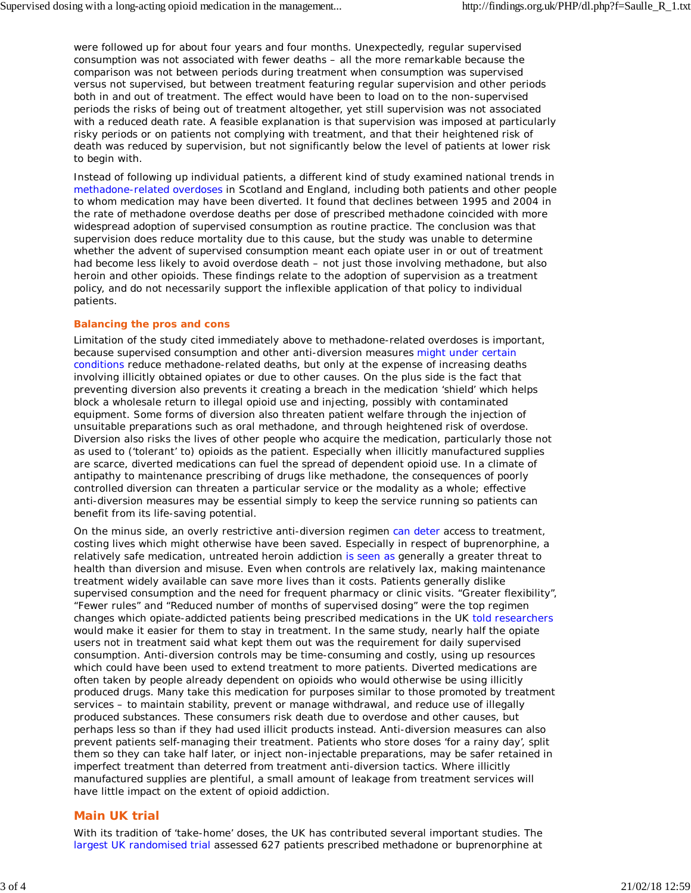were followed up for about four years and four months. Unexpectedly, regular supervised consumption was not associated with fewer deaths – all the more remarkable because the comparison was not between periods during treatment when consumption was supervised versus not supervised, but between treatment featuring regular supervision and other periods both in and out of treatment. The effect would have been to load on to the non-supervised periods the risks of being out of treatment altogether, yet still supervision was not associated with a reduced death rate. A feasible explanation is that supervision was imposed at particularly risky periods or on patients not complying with treatment, and that their heightened risk of death was reduced by supervision, but not significantly below the level of patients at lower risk to begin with.

Instead of following up individual patients, a different kind of study examined national trends in methadone-related overdoses in Scotland and England, including both patients and other people to whom medication may have been diverted. It found that declines between 1995 and 2004 in the rate of methadone overdose deaths per dose of prescribed methadone coincided with more widespread adoption of supervised consumption as routine practice. The conclusion was that supervision does reduce mortality due to this cause, but the study was unable to determine whether the advent of supervised consumption meant each opiate user in or out of treatment had become less likely to avoid overdose death – not just those involving methadone, but also heroin and other opioids. These findings relate to the adoption of supervision as a treatment policy, and do not necessarily support the inflexible application of that policy to individual patients.

### Balancing the pros and cons

Limitation of the study cited immediately above to methadone-related overdoses is important, because supervised consumption and other anti-diversion measures might under certain conditions reduce methadone-related deaths, but only at the expense of increasing deaths involving illicitly obtained opiates or due to other causes. On the plus side is the fact that preventing diversion also prevents it creating a breach in the medication 'shield' which helps block a wholesale return to illegal opioid use and injecting, possibly with contaminated equipment. Some forms of diversion also threaten patient welfare through the injection of unsuitable preparations such as oral methadone, and through heightened risk of overdose. Diversion also risks the lives of other people who acquire the medication, particularly those not as used to ('tolerant' to) opioids as the patient. Especially when illicitly manufactured supplies are scarce, diverted medications can fuel the spread of dependent opioid use. In a climate of antipathy to maintenance prescribing of drugs like methadone, the consequences of poorly controlled diversion can threaten a particular service or the modality as a whole; effective anti-diversion measures may be essential simply to keep the service running so patients can benefit from its life-saving potential.

On the minus side, an overly restrictive anti-diversion regimen can deter access to treatment, costing lives which might otherwise have been saved. Especially in respect of buprenorphine, a relatively safe medication, untreated heroin addiction is seen as generally a greater threat to health than diversion and misuse. Even when controls are relatively lax, making maintenance treatment widely available can save more lives than it costs. Patients generally dislike supervised consumption and the need for frequent pharmacy or clinic visits. "Greater flexibility", "Fewer rules" and "Reduced number of months of supervised dosing" were the top regimen changes which opiate-addicted patients being prescribed medications in the UK told researchers would make it easier for them to stay in treatment. In the same study, nearly half the opiate users not in treatment said what kept them out was the requirement for daily supervised consumption. Anti-diversion controls may be time-consuming and costly, using up resources which could have been used to extend treatment to more patients. Diverted medications are often taken by people already dependent on opioids who would otherwise be using illicitly produced drugs. Many take this medication for purposes similar to those promoted by treatment services – to maintain stability, prevent or manage withdrawal, and reduce use of illegally produced substances. These consumers risk death due to overdose and other causes, but perhaps less so than if they had used illicit products instead. Anti-diversion measures can also prevent patients self-managing their treatment. Patients who store doses 'for a rainy day', split them so they can take half later, or inject non-injectable preparations, may be safer retained in imperfect treatment than deterred from treatment anti-diversion tactics. Where illicitly manufactured supplies are plentiful, a small amount of leakage from treatment services will have little impact on the extent of opioid addiction.

## Main UK trial

With its tradition of 'take-home' doses, the UK has contributed several important studies. The largest UK randomised trial assessed 627 patients prescribed methadone or buprenorphine at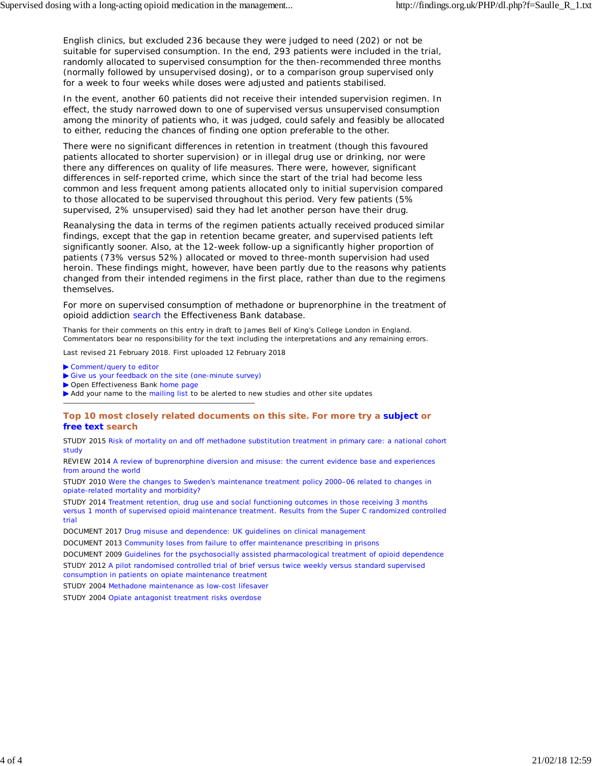English clinics, but excluded 236 because they were judged to need (202) or not be suitable for supervised consumption. In the end, 293 patients were included in the trial, randomly allocated to supervised consumption for the then-recommended three months (normally followed by unsupervised dosing), or to a comparison group supervised only for a week to four weeks while doses were adjusted and patients stabilised.

In the event, another 60 patients did not receive their intended supervision regimen. In effect, the study narrowed down to one of supervised versus unsupervised consumption among the minority of patients who, it was judged, could safely and feasibly be allocated to either, reducing the chances of finding one option preferable to the other.

There were no significant differences in retention in treatment (though this favoured patients allocated to shorter supervision) or in illegal drug use or drinking, nor were there any differences on quality of life measures. There were, however, significant differences in self-reported crime, which since the start of the trial had become less common and less frequent among patients allocated only to initial supervision compared to those allocated to be supervised throughout this period. Very few patients (5% supervised, 2% unsupervised) said they had let another person have their drug.

Reanalysing the data in terms of the regimen patients actually received produced similar findings, except that the gap in retention became greater, and supervised patients left significantly sooner. Also, at the 12-week follow-up a significantly higher proportion of patients (73% versus 52%) allocated or moved to three-month supervision had used heroin. These findings might, however, have been partly due to the reasons why patients changed from their intended regimens in the first place, rather than due to the regimens themselves.

For more on supervised consumption of methadone or buprenorphine in the treatment of opioid addiction search the Effectiveness Bank database.

Thanks for their comments on this entry in draft to James Bell of King's College London in England. Commentators bear no responsibility for the text including the interpretations and any remaining errors.

Last revised 21 February 2018. First uploaded 12 February 2018

- ▶ Comment/query to editor
- ▶ Give us your feedback on the site (one-minute survey)
- ▶ Open Effectiveness Bank home page
- ▶ Add your name to the mailing list to be alerted to new studies and other site updates

---

## Top 10 most closely related documents on this site. For more try a subject or free text search

STUDY 2015 Risk of mortality on and off methadone substitution treatment in primary care: a national cohort study

REVIEW 2014 A review of buprenorphine diversion and misuse: the current evidence base and experiences from around the world

STUDY 2010 Were the changes to Sweden's maintenance treatment policy 2000–06 related to changes in opiate-related mortality and morbidity?

STUDY 2014 Treatment retention, drug use and social functioning outcomes in those receiving 3 months versus 1 month of supervised opioid maintenance treatment. Results from the Super C randomized controlled trial

DOCUMENT 2017 Drug misuse and dependence: UK guidelines on clinical management

DOCUMENT 2013 Community loses from failure to offer maintenance prescribing in prisons

DOCUMENT 2009 Guidelines for the psychosocially assisted pharmacological treatment of opioid dependence

STUDY 2012 A pilot randomised controlled trial of brief versus twice weekly versus standard supervised consumption in patients on opiate maintenance treatment

STUDY 2004 Methadone maintenance as low-cost lifesaver

STUDY 2004 Opiate antagonist treatment risks overdose